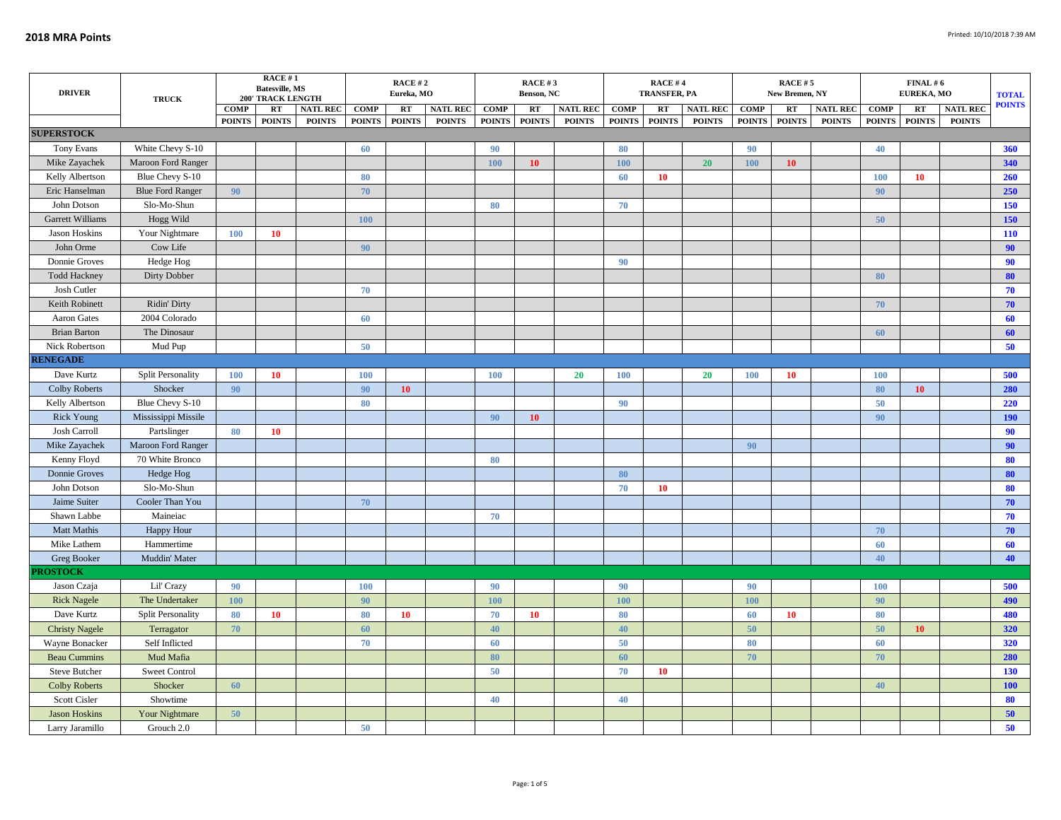## 2018 MRA Points

Printed: 10/10/2018 7:39 AM

| DRIVER | TRUCK | RACE # 1 Batesville, MS 200' TRACK LENGTH | | | RACE # 2 Eureka, MO | | | RACE # 3 Benson, NC | | | RACE # 4 TRANSFER, PA | | | RACE # 5 New Bremen, NY | | | FINAL # 6 EUREKA, MO | | | TOTAL POINTS |
|---|---|---|---|---|---|---|---|---|---|---|---|---|---|---|---|---|---|---|---|---|
| | | COMP POINTS | RT POINTS | NATL REC POINTS | COMP POINTS | RT POINTS | NATL REC POINTS | COMP POINTS | RT POINTS | NATL REC POINTS | COMP POINTS | RT POINTS | NATL REC POINTS | COMP POINTS | RT POINTS | NATL REC POINTS | COMP POINTS | RT POINTS | NATL REC POINTS | |
| **SUPERSTOCK** | | | | | | | | | | | | | | | | | | | | |
| Tony Evans | White Chevy S-10 | | | | 60 | | | 90 | | | 80 | | | 90 | | | 40 | | | 360 |
| Mike Zayachek | Maroon Ford Ranger | | | | | | | 100 | 10 | | 100 | | 20 | 100 | 10 | | | | | 340 |
| Kelly Albertson | Blue Chevy S-10 | | | | 80 | | | | | | 60 | 10 | | | | | 100 | 10 | | 260 |
| Eric Hanselman | Blue Ford Ranger | 90 | | | 70 | | | | | | | | | | | | 90 | | | 250 |
| John Dotson | Slo-Mo-Shun | | | | | | | 80 | | | 70 | | | | | | | | | 150 |
| Garrett Williams | Hogg Wild | | | | 100 | | | | | | | | | | | | 50 | | | 150 |
| Jason Hoskins | Your Nightmare | 100 | 10 | | | | | | | | | | | | | | | | | 110 |
| John Orme | Cow Life | | | | 90 | | | | | | | | | | | | | | | 90 |
| Donnie Groves | Hedge Hog | | | | | | | | | | 90 | | | | | | | | | 90 |
| Todd Hackney | Dirty Dobber | | | | | | | | | | | | | | | | 80 | | | 80 |
| Josh Cutler | | | | | 70 | | | | | | | | | | | | | | | 70 |
| Keith Robinett | Ridin' Dirty | | | | | | | | | | | | | | | | 70 | | | 70 |
| Aaron Gates | 2004 Colorado | | | | 60 | | | | | | | | | | | | | | | 60 |
| Brian Barton | The Dinosaur | | | | | | | | | | | | | | | | 60 | | | 60 |
| Nick Robertson | Mud Pup | | | | 50 | | | | | | | | | | | | | | | 50 |
| **RENEGADE** | | | | | | | | | | | | | | | | | | | | |
| Dave Kurtz | Split Personality | 100 | 10 | | 100 | | | 100 | | 20 | 100 | | 20 | 100 | 10 | | 100 | | | 500 |
| Colby Roberts | Shocker | 90 | | | 90 | 10 | | | | | | | | | | | 80 | 10 | | 280 |
| Kelly Albertson | Blue Chevy S-10 | | | | 80 | | | | | | 90 | | | | | | 50 | | | 220 |
| Rick Young | Mississippi Missile | | | | | | | 90 | 10 | | | | | | | | 90 | | | 190 |
| Josh Carroll | Partslinger | 80 | 10 | | | | | | | | | | | | | | | | | 90 |
| Mike Zayachek | Maroon Ford Ranger | | | | | | | | | | | | | 90 | | | | | | 90 |
| Kenny Floyd | 70 White Bronco | | | | | | | 80 | | | | | | | | | | | | 80 |
| Donnie Groves | Hedge Hog | | | | | | | | | | 80 | | | | | | | | | 80 |
| John Dotson | Slo-Mo-Shun | | | | | | | | | | 70 | 10 | | | | | | | | 80 |
| Jaime Suiter | Cooler Than You | | | | 70 | | | | | | | | | | | | | | | 70 |
| Shawn Labbe | Maineiac | | | | | | | 70 | | | | | | | | | | | | 70 |
| Matt Mathis | Happy Hour | | | | | | | | | | | | | | | | 70 | | | 70 |
| Mike Lathem | Hammertime | | | | | | | | | | | | | | | | 60 | | | 60 |
| Greg Booker | Muddin' Mater | | | | | | | | | | | | | | | | 40 | | | 40 |
| **PROSTOCK** | | | | | | | | | | | | | | | | | | | | |
| Jason Czaja | Lil' Crazy | 90 | | | 100 | | | 90 | | | 90 | | | 90 | | | 100 | | | 500 |
| Rick Nagele | The Undertaker | 100 | | | 90 | | | 100 | | | 100 | | | 100 | | | 90 | | | 490 |
| Dave Kurtz | Split Personality | 80 | 10 | | 80 | 10 | | 70 | 10 | | 80 | | | 60 | 10 | | 80 | | | 480 |
| Christy Nagele | Terragator | 70 | | | 60 | | | 40 | | | 40 | | | 50 | | | 50 | 10 | | 320 |
| Wayne Bonacker | Self Inflicted | | | | 70 | | | 60 | | | 50 | | | 80 | | | 60 | | | 320 |
| Beau Cummins | Mud Mafia | | | | | | | 80 | | | 60 | | | 70 | | | 70 | | | 280 |
| Steve Butcher | Sweet Control | | | | | | | 50 | | | 70 | 10 | | | | | | | | 130 |
| Colby Roberts | Shocker | 60 | | | | | | | | | | | | | | | 40 | | | 100 |
| Scott Cisler | Showtime | | | | | | | 40 | | | 40 | | | | | | | | | 80 |
| Jason Hoskins | Your Nightmare | 50 | | | | | | | | | | | | | | | | | | 50 |
| Larry Jaramillo | Grouch 2.0 | | | | 50 | | | | | | | | | | | | | | | 50 |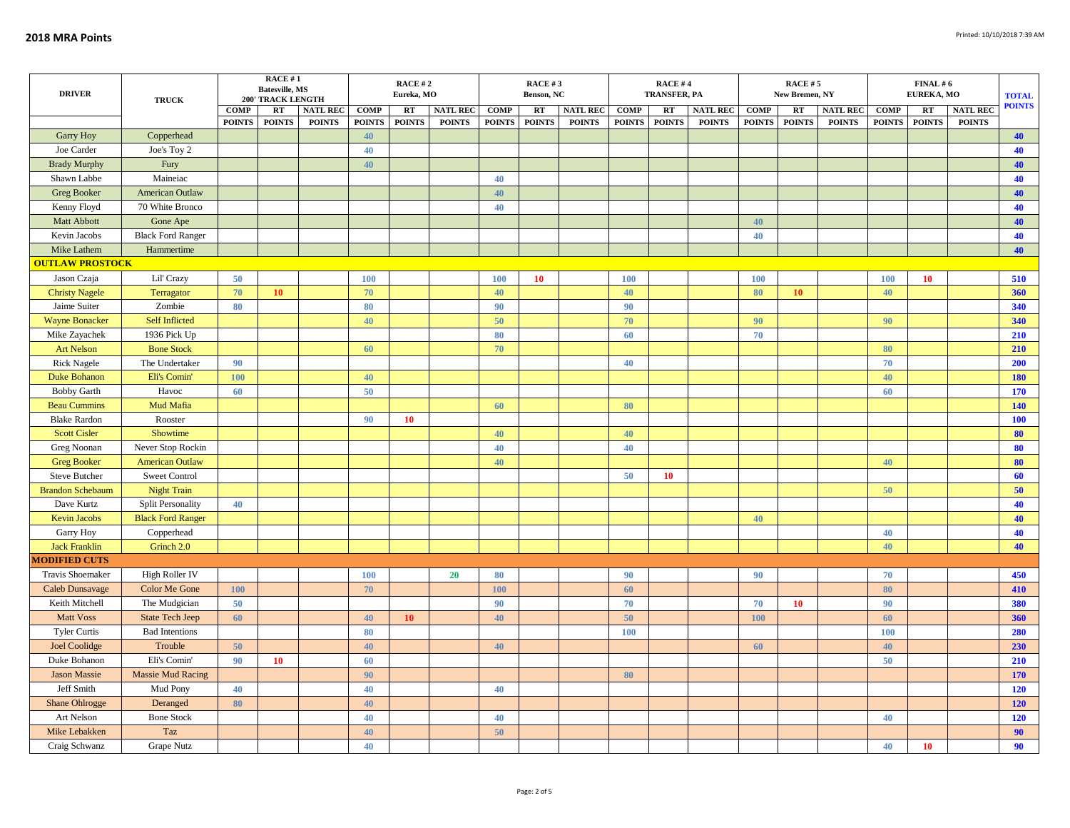## 2018 MRA Points

Printed: 10/10/2018 7:39 AM

| DRIVER | TRUCK | RACE # 1 Batesville, MS 200' TRACK LENGTH | | | RACE # 2 Eureka, MO | | | RACE # 3 Benson, NC | | | RACE # 4 TRANSFER, PA | | | RACE # 5 New Bremen, NY | | | FINAL # 6 EUREKA, MO | | | TOTAL POINTS |
|---|---|---|---|---|---|---|---|---|---|---|---|---|---|---|---|---|---|---|---|---|
| | | COMP POINTS | RT POINTS | NATL REC POINTS | COMP POINTS | RT POINTS | NATL REC POINTS | COMP POINTS | RT POINTS | NATL REC POINTS | COMP POINTS | RT POINTS | NATL REC POINTS | COMP POINTS | RT POINTS | NATL REC POINTS | COMP POINTS | RT POINTS | NATL REC POINTS | |
| Garry Hoy | Copperhead | | | | 40 | | | | | | | | | | | | | | | 40 |
| Joe Carder | Joe's Toy 2 | | | | 40 | | | | | | | | | | | | | | | 40 |
| Brady Murphy | Fury | | | | 40 | | | | | | | | | | | | | | | 40 |
| Shawn Labbe | Maineiac | | | | | | | 40 | | | | | | | | | | | | 40 |
| Greg Booker | American Outlaw | | | | | | | 40 | | | | | | | | | | | | 40 |
| Kenny Floyd | 70 White Bronco | | | | | | | 40 | | | | | | | | | | | | 40 |
| Matt Abbott | Gone Ape | | | | | | | | | | | | | 40 | | | | | | 40 |
| Kevin Jacobs | Black Ford Ranger | | | | | | | | | | | | | 40 | | | | | | 40 |
| Mike Lathem | Hammertime | | | | | | | | | | | | | | | | | | | 40 |
| **OUTLAW PROSTOCK** | | | | | | | | | | | | | | | | | | | | |
| Jason Czaja | Lil' Crazy | 50 | | | 100 | | | 100 | 10 | | 100 | | | 100 | | | 100 | 10 | | 510 |
| Christy Nagele | Terragator | 70 | 10 | | 70 | | | 40 | | | 40 | | | 80 | 10 | | 40 | | | 360 |
| Jaime Suiter | Zombie | 80 | | | 80 | | | 90 | | | 90 | | | | | | | | | 340 |
| Wayne Bonacker | Self Inflicted | | | | 40 | | | 50 | | | 70 | | | 90 | | | 90 | | | 340 |
| Mike Zayachek | 1936 Pick Up | | | | | | | 80 | | | 60 | | | 70 | | | | | | 210 |
| Art Nelson | Bone Stock | | | | 60 | | | 70 | | | | | | | | | 80 | | | 210 |
| Rick Nagele | The Undertaker | 90 | | | | | | | | | 40 | | | | | | 70 | | | 200 |
| Duke Bohanon | Eli's Comin' | 100 | | | 40 | | | | | | | | | | | | 40 | | | 180 |
| Bobby Garth | Havoc | 60 | | | 50 | | | | | | | | | | | | 60 | | | 170 |
| Beau Cummins | Mud Mafia | | | | | | | 60 | | | 80 | | | | | | | | | 140 |
| Blake Rardon | Rooster | | | | 90 | 10 | | | | | | | | | | | | | | 100 |
| Scott Cisler | Showtime | | | | | | | 40 | | | 40 | | | | | | | | | 80 |
| Greg Noonan | Never Stop Rockin | | | | | | | 40 | | | 40 | | | | | | | | | 80 |
| Greg Booker | American Outlaw | | | | | | | 40 | | | | | | | | | 40 | | | 80 |
| Steve Butcher | Sweet Control | | | | | | | | | | 50 | 10 | | | | | | | | 60 |
| Brandon Schebaum | Night Train | | | | | | | | | | | | | | | | 50 | | | 50 |
| Dave Kurtz | Split Personality | 40 | | | | | | | | | | | | | | | | | | 40 |
| Kevin Jacobs | Black Ford Ranger | | | | | | | | | | | | | 40 | | | | | | 40 |
| Garry Hoy | Copperhead | | | | | | | | | | | | | | | | 40 | | | 40 |
| Jack Franklin | Grinch 2.0 | | | | | | | | | | | | | | | | 40 | | | 40 |
| **MODIFIED CUTS** | | | | | | | | | | | | | | | | | | | | |
| Travis Shoemaker | High Roller IV | | | | 100 | | 20 | 80 | | | 90 | | | 90 | | | 70 | | | 450 |
| Caleb Dunsavage | Color Me Gone | 100 | | | 70 | | | 100 | | | 60 | | | | | | 80 | | | 410 |
| Keith Mitchell | The Mudgician | 50 | | | | | | 90 | | | 70 | | | 70 | 10 | | 90 | | | 380 |
| Matt Voss | State Tech Jeep | 60 | | | 40 | 10 | | 40 | | | 50 | | | 100 | | | 60 | | | 360 |
| Tyler Curtis | Bad Intentions | | | | 80 | | | | | | 100 | | | | | | 100 | | | 280 |
| Joel Coolidge | Trouble | 50 | | | 40 | | | 40 | | | | | | 60 | | | 40 | | | 230 |
| Duke Bohanon | Eli's Comin' | 90 | 10 | | 60 | | | | | | | | | | | | 50 | | | 210 |
| Jason Massie | Massie Mud Racing | | | | 90 | | | | | | 80 | | | | | | | | | 170 |
| Jeff Smith | Mud Pony | 40 | | | 40 | | | 40 | | | | | | | | | | | | 120 |
| Shane Ohlrogge | Deranged | 80 | | | 40 | | | | | | | | | | | | | | | 120 |
| Art Nelson | Bone Stock | | | | 40 | | | 40 | | | | | | | | | 40 | | | 120 |
| Mike Lebakken | Taz | | | | 40 | | | 50 | | | | | | | | | | | | 90 |
| Craig Schwanz | Grape Nutz | | | | 40 | | | | | | | | | | | | 40 | 10 | | 90 |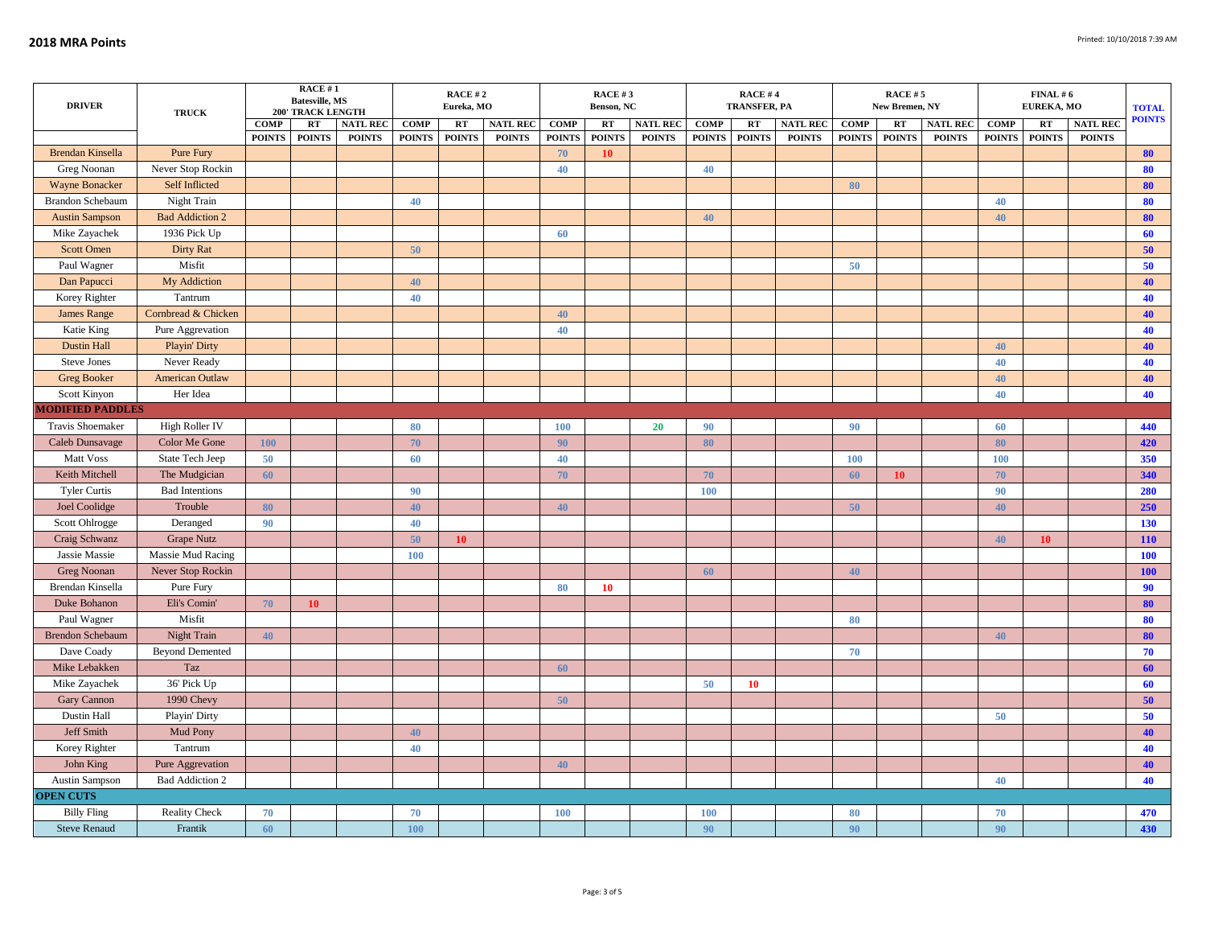## 2018 MRA Points

Printed: 10/10/2018 7:39 AM

| DRIVER | TRUCK | RACE # 1 Batesville, MS 200' TRACK LENGTH | | | RACE # 2 Eureka, MO | | | RACE # 3 Benson, NC | | | RACE # 4 TRANSFER, PA | | | RACE # 5 New Bremen, NY | | | FINAL # 6 EUREKA, MO | | | TOTAL POINTS |
|---|---|---|---|---|---|---|---|---|---|---|---|---|---|---|---|---|---|---|---|---|
| | | COMP POINTS | RT POINTS | NATL REC POINTS | COMP POINTS | RT POINTS | NATL REC POINTS | COMP POINTS | RT POINTS | NATL REC POINTS | COMP POINTS | RT POINTS | NATL REC POINTS | COMP POINTS | RT POINTS | NATL REC POINTS | COMP POINTS | RT POINTS | NATL REC POINTS | |
| Brendan Kinsella | Pure Fury | | | | | | | 70 | 10 | | | | | | | | | | | 80 |
| Greg Noonan | Never Stop Rockin | | | | | | | 40 | | | 40 | | | | | | | | | 80 |
| Wayne Bonacker | Self Inflicted | | | | | | | | | | | | | 80 | | | | | | 80 |
| Brandon Schebaum | Night Train | | | | 40 | | | | | | | | | | | | 40 | | | 80 |
| Austin Sampson | Bad Addiction 2 | | | | | | | | | | 40 | | | | | | 40 | | | 80 |
| Mike Zayachek | 1936 Pick Up | | | | | | | 60 | | | | | | | | | | | | 60 |
| Scott Omen | Dirty Rat | | | | 50 | | | | | | | | | | | | | | | 50 |
| Paul Wagner | Misfit | | | | | | | | | | | | | 50 | | | | | | 50 |
| Dan Papucci | My Addiction | | | | 40 | | | | | | | | | | | | | | | 40 |
| Korey Righter | Tantrum | | | | 40 | | | | | | | | | | | | | | | 40 |
| James Range | Cornbread & Chicken | | | | | | | 40 | | | | | | | | | | | | 40 |
| Katie King | Pure Aggrevation | | | | | | | 40 | | | | | | | | | | | | 40 |
| Dustin Hall | Playin' Dirty | | | | | | | | | | | | | | | | 40 | | | 40 |
| Steve Jones | Never Ready | | | | | | | | | | | | | | | | 40 | | | 40 |
| Greg Booker | American Outlaw | | | | | | | | | | | | | | | | 40 | | | 40 |
| Scott Kinyon | Her Idea | | | | | | | | | | | | | | | | 40 | | | 40 |
| **MODIFIED PADDLES** | | | | | | | | | | | | | | | | | | | | |
| Travis Shoemaker | High Roller IV | | | | 80 | | | 100 | | 20 | 90 | | | 90 | | | 60 | | | 440 |
| Caleb Dunsavage | Color Me Gone | 100 | | | 70 | | | 90 | | | 80 | | | | | | 80 | | | 420 |
| Matt Voss | State Tech Jeep | 50 | | | 60 | | | 40 | | | | | | 100 | | | 100 | | | 350 |
| Keith Mitchell | The Mudgician | 60 | | | | | | 70 | | | 70 | | | 60 | 10 | | 70 | | | 340 |
| Tyler Curtis | Bad Intentions | | | | 90 | | | | | | 100 | | | | | | 90 | | | 280 |
| Joel Coolidge | Trouble | 80 | | | 40 | | | 40 | | | | | | 50 | | | 40 | | | 250 |
| Scott Ohlrogge | Deranged | 90 | | | 40 | | | | | | | | | | | | | | | 130 |
| Craig Schwanz | Grape Nutz | | | | 50 | 10 | | | | | | | | | | | 40 | 10 | | 110 |
| Jassie Massie | Massie Mud Racing | | | | 100 | | | | | | | | | | | | | | | 100 |
| Greg Noonan | Never Stop Rockin | | | | | | | | | | 60 | | | 40 | | | | | | 100 |
| Brendan Kinsella | Pure Fury | | | | | | | 80 | 10 | | | | | | | | | | | 90 |
| Duke Bohanon | Eli's Comin' | 70 | 10 | | | | | | | | | | | | | | | | | 80 |
| Paul Wagner | Misfit | | | | | | | | | | | | | 80 | | | | | | 80 |
| Brendon Schebaum | Night Train | 40 | | | | | | | | | | | | | | | 40 | | | 80 |
| Dave Coady | Beyond Demented | | | | | | | | | | | | | 70 | | | | | | 70 |
| Mike Lebakken | Taz | | | | | | | 60 | | | | | | | | | | | | 60 |
| Mike Zayachek | 36' Pick Up | | | | | | | | | | 50 | 10 | | | | | | | | 60 |
| Gary Cannon | 1990 Chevy | | | | | | | 50 | | | | | | | | | | | | 50 |
| Dustin Hall | Playin' Dirty | | | | | | | | | | | | | | | | 50 | | | 50 |
| Jeff Smith | Mud Pony | | | | 40 | | | | | | | | | | | | | | | 40 |
| Korey Righter | Tantrum | | | | 40 | | | | | | | | | | | | | | | 40 |
| John King | Pure Aggrevation | | | | | | | 40 | | | | | | | | | | | | 40 |
| Austin Sampson | Bad Addiction 2 | | | | | | | | | | | | | | | | 40 | | | 40 |
| **OPEN CUTS** | | | | | | | | | | | | | | | | | | | | |
| Billy Fling | Reality Check | 70 | | | 70 | | | 100 | | | 100 | | | 80 | | | 70 | | | 470 |
| Steve Renaud | Frantik | 60 | | | 100 | | | | | | 90 | | | 90 | | | 90 | | | 430 |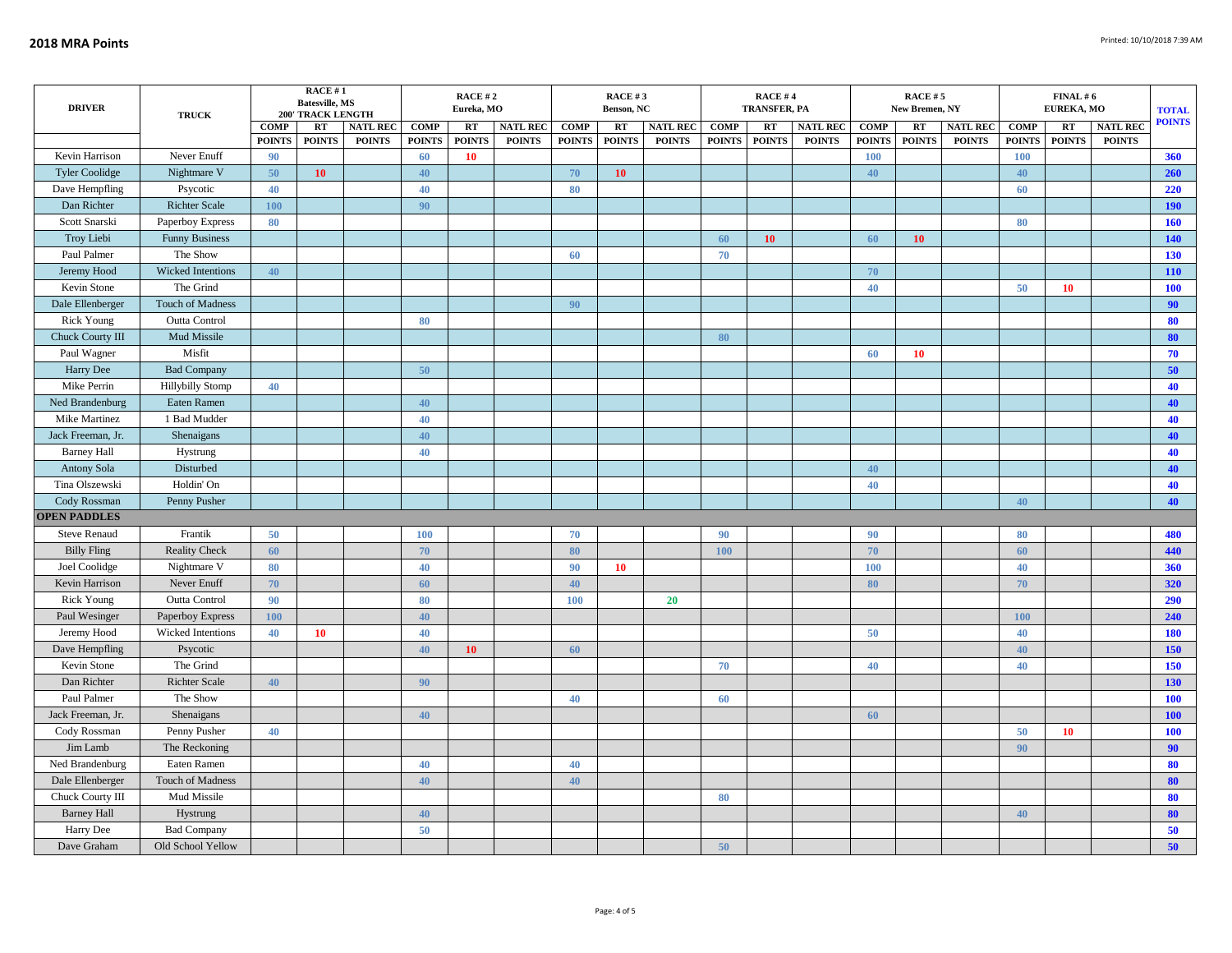## 2018 MRA Points

Printed: 10/10/2018 7:39 AM

| DRIVER | TRUCK | RACE # 1 Batesville, MS 200' TRACK LENGTH | | | RACE # 2 Eureka, MO | | | RACE # 3 Benson, NC | | | RACE # 4 TRANSFER, PA | | | RACE # 5 New Bremen, NY | | | FINAL # 6 EUREKA, MO | | | TOTAL POINTS |
|---|---|---|---|---|---|---|---|---|---|---|---|---|---|---|---|---|---|---|---|---|
| | | COMP POINTS | RT POINTS | NATL REC POINTS | COMP POINTS | RT POINTS | NATL REC POINTS | COMP POINTS | RT POINTS | NATL REC POINTS | COMP POINTS | RT POINTS | NATL REC POINTS | COMP POINTS | RT POINTS | NATL REC POINTS | COMP POINTS | RT POINTS | NATL REC POINTS | |
| Kevin Harrison | Never Enuff | 90 | | | 60 | 10 | | | | | | | | 100 | | | 100 | | | 360 |
| Tyler Coolidge | Nightmare V | 50 | 10 | | 40 | | | 70 | 10 | | | | | 40 | | | 40 | | | 260 |
| Dave Hempfling | Psycotic | 40 | | | 40 | | | 80 | | | | | | | | | 60 | | | 220 |
| Dan Richter | Richter Scale | 100 | | | 90 | | | | | | | | | | | | | | | 190 |
| Scott Snarski | Paperboy Express | 80 | | | | | | | | | | | | | | | 80 | | | 160 |
| Troy Liebi | Funny Business | | | | | | | | | | 60 | 10 | | 60 | 10 | | | | | 140 |
| Paul Palmer | The Show | | | | | | | 60 | | | 70 | | | | | | | | | 130 |
| Jeremy Hood | Wicked Intentions | 40 | | | | | | | | | | | | 70 | | | | | | 110 |
| Kevin Stone | The Grind | | | | | | | | | | | | | 40 | | | 50 | 10 | | 100 |
| Dale Ellenberger | Touch of Madness | | | | | | | 90 | | | | | | | | | | | | 90 |
| Rick Young | Outta Control | | | | 80 | | | | | | | | | | | | | | | 80 |
| Chuck Courty III | Mud Missile | | | | | | | | | | 80 | | | | | | | | | 80 |
| Paul Wagner | Misfit | | | | | | | | | | | | | 60 | 10 | | | | | 70 |
| Harry Dee | Bad Company | | | | 50 | | | | | | | | | | | | | | | 50 |
| Mike Perrin | Hillybilly Stomp | 40 | | | | | | | | | | | | | | | | | | 40 |
| Ned Brandenburg | Eaten Ramen | | | | 40 | | | | | | | | | | | | | | | 40 |
| Mike Martinez | 1 Bad Mudder | | | | 40 | | | | | | | | | | | | | | | 40 |
| Jack Freeman, Jr. | Shenaigans | | | | 40 | | | | | | | | | | | | | | | 40 |
| Barney Hall | Hystrung | | | | 40 | | | | | | | | | | | | | | | 40 |
| Antony Sola | Disturbed | | | | | | | | | | | | | 40 | | | | | | 40 |
| Tina Olszewski | Holdin' On | | | | | | | | | | | | | 40 | | | | | | 40 |
| Cody Rossman | Penny Pusher | | | | | | | | | | | | | | | | 40 | | | 40 |
| **OPEN PADDLES** | | | | | | | | | | | | | | | | | | | | |
| Steve Renaud | Frantik | 50 | | | 100 | | | 70 | | | 90 | | | 90 | | | 80 | | | 480 |
| Billy Fling | Reality Check | 60 | | | 70 | | | 80 | | | 100 | | | 70 | | | 60 | | | 440 |
| Joel Coolidge | Nightmare V | 80 | | | 40 | | | 90 | 10 | | | | | 100 | | | 40 | | | 360 |
| Kevin Harrison | Never Enuff | 70 | | | 60 | | | 40 | | | | | | 80 | | | 70 | | | 320 |
| Rick Young | Outta Control | 90 | | | 80 | | | 100 | | 20 | | | | | | | | | | 290 |
| Paul Wesinger | Paperboy Express | 100 | | | 40 | | | | | | | | | | | | 100 | | | 240 |
| Jeremy Hood | Wicked Intentions | 40 | 10 | | 40 | | | | | | | | | 50 | | | 40 | | | 180 |
| Dave Hempfling | Psycotic | | | | 40 | 10 | | 60 | | | | | | | | | 40 | | | 150 |
| Kevin Stone | The Grind | | | | | | | | | | 70 | | | 40 | | | 40 | | | 150 |
| Dan Richter | Richter Scale | 40 | | | 90 | | | | | | | | | | | | | | | 130 |
| Paul Palmer | The Show | | | | | | | 40 | | | 60 | | | | | | | | | 100 |
| Jack Freeman, Jr. | Shenaigans | | | | 40 | | | | | | | | | 60 | | | | | | 100 |
| Cody Rossman | Penny Pusher | 40 | | | | | | | | | | | | | | | 50 | 10 | | 100 |
| Jim Lamb | The Reckoning | | | | | | | | | | | | | | | | 90 | | | 90 |
| Ned Brandenburg | Eaten Ramen | | | | 40 | | | 40 | | | | | | | | | | | | 80 |
| Dale Ellenberger | Touch of Madness | | | | 40 | | | 40 | | | | | | | | | | | | 80 |
| Chuck Courty III | Mud Missile | | | | | | | | | | 80 | | | | | | | | | 80 |
| Barney Hall | Hystrung | | | | 40 | | | | | | | | | | | | 40 | | | 80 |
| Harry Dee | Bad Company | | | | 50 | | | | | | | | | | | | | | | 50 |
| Dave Graham | Old School Yellow | | | | | | | | | | 50 | | | | | | | | | 50 |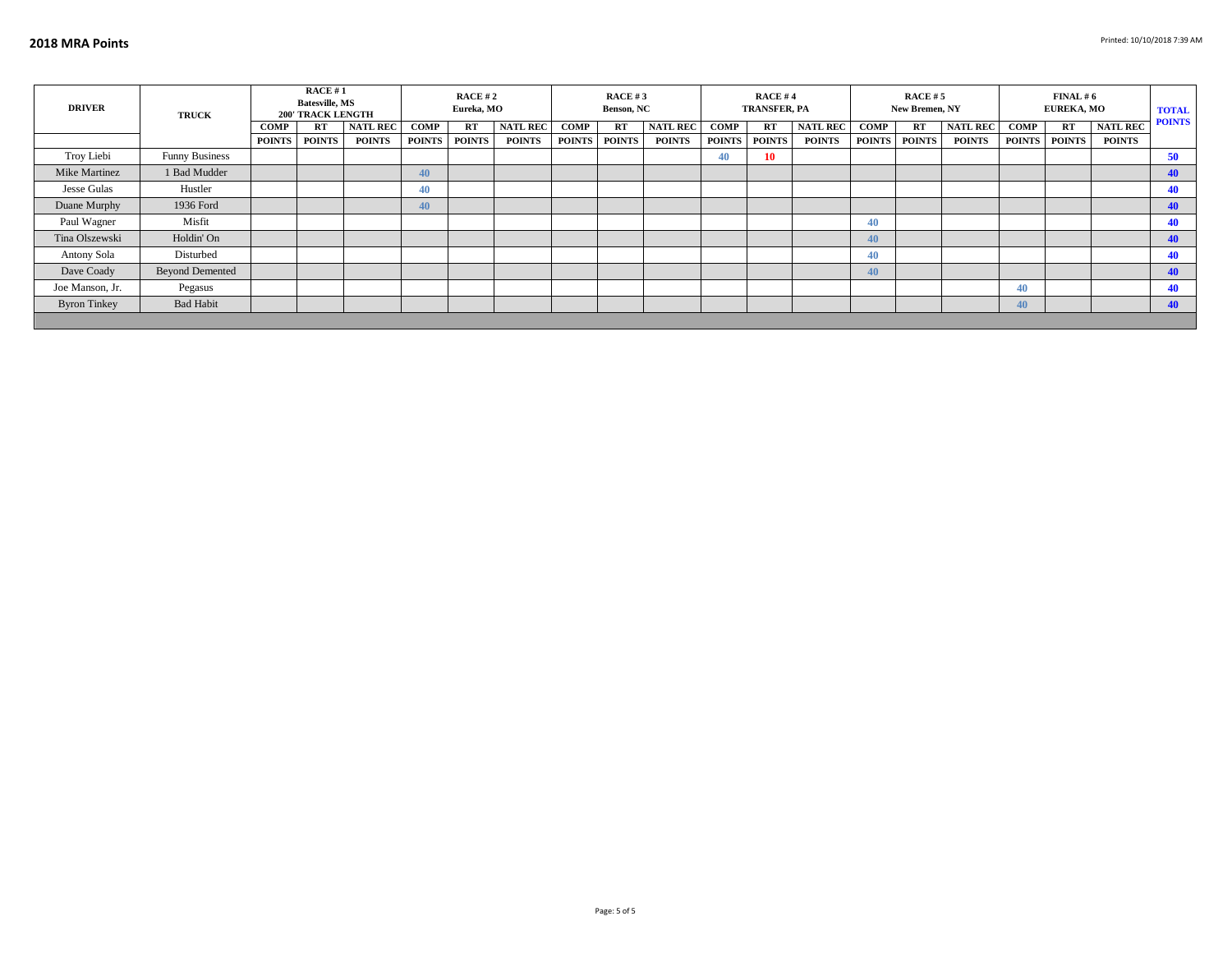## 2018 MRA Points

| DRIVER | TRUCK | RACE # 1 Batesville, MS 200' TRACK LENGTH | | | RACE # 2 Eureka, MO | | | RACE # 3 Benson, NC | | | RACE # 4 TRANSFER, PA | | | RACE # 5 New Bremen, NY | | | FINAL # 6 EUREKA, MO | | | TOTAL POINTS |
|---|---|---|---|---|---|---|---|---|---|---|---|---|---|---|---|---|---|---|---|---|
| | | COMP | RT | NATL REC | COMP | RT | NATL REC | COMP | RT | NATL REC | COMP | RT | NATL REC | COMP | RT | NATL REC | COMP | RT | NATL REC | |
| | | POINTS | POINTS | POINTS | POINTS | POINTS | POINTS | POINTS | POINTS | POINTS | POINTS | POINTS | POINTS | POINTS | POINTS | POINTS | POINTS | POINTS | POINTS | |
| Troy Liebi | Funny Business | | | | | | | | | | 40 | 10 | | | | | | | | 50 |
| Mike Martinez | 1 Bad Mudder | | | | 40 | | | | | | | | | | | | | | | 40 |
| Jesse Gulas | Hustler | | | | 40 | | | | | | | | | | | | | | | 40 |
| Duane Murphy | 1936 Ford | | | | 40 | | | | | | | | | | | | | | | 40 |
| Paul Wagner | Misfit | | | | | | | | | | | | | 40 | | | | | | 40 |
| Tina Olszewski | Holdin' On | | | | | | | | | | | | | 40 | | | | | | 40 |
| Antony Sola | Disturbed | | | | | | | | | | | | | 40 | | | | | | 40 |
| Dave Coady | Beyond Demented | | | | | | | | | | | | | 40 | | | | | | 40 |
| Joe Manson, Jr. | Pegasus | | | | | | | | | | | | | | | | 40 | | | 40 |
| Byron Tinkey | Bad Habit | | | | | | | | | | | | | | | | 40 | | | 40 |